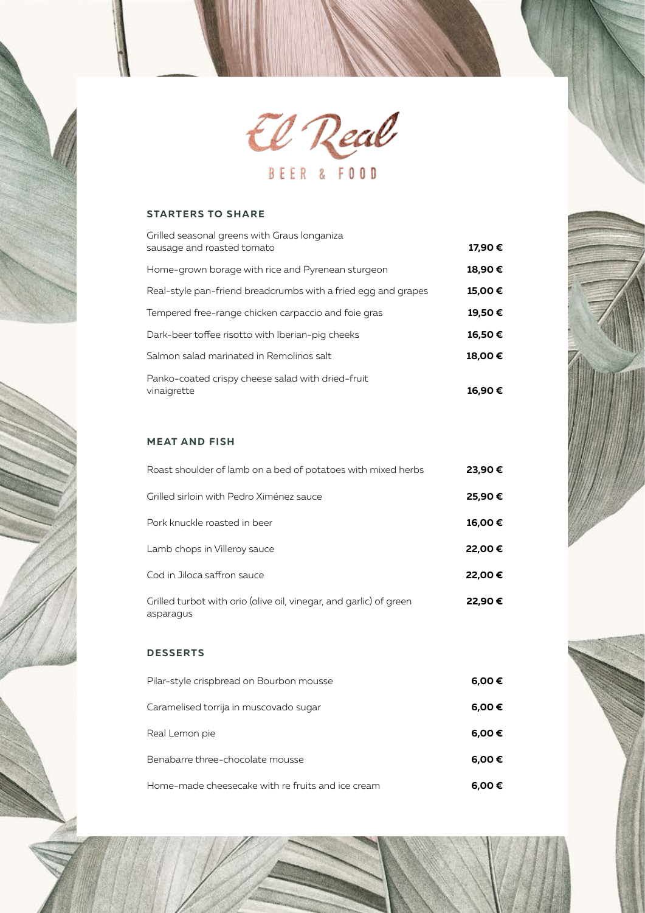# El Real

BEER & FOOD

## STARTERS TO SHARE

| | |
|---|---|
| Grilled seasonal greens with Graus longaniza sausage and roasted tomato | **17,90 €** |
| Home-grown borage with rice and Pyrenean sturgeon | **18,90 €** |
| Real-style pan-friend breadcrumbs with a fried egg and grapes | **15,00 €** |
| Tempered free-range chicken carpaccio and foie gras | **19,50 €** |
| Dark-beer toffee risotto with Iberian-pig cheeks | **16,50 €** |
| Salmon salad marinated in Remolinos salt | **18,00 €** |
| Panko-coated crispy cheese salad with dried-fruit vinaigrette | **16,90 €** |

## MEAT AND FISH

| | |
|---|---|
| Roast shoulder of lamb on a bed of potatoes with mixed herbs | **23,90 €** |
| Grilled sirloin with Pedro Ximénez sauce | **25,90 €** |
| Pork knuckle roasted in beer | **16,00 €** |
| Lamb chops in Villeroy sauce | **22,00 €** |
| Cod in Jiloca saffron sauce | **22,00 €** |
| Grilled turbot with orio (olive oil, vinegar, and garlic) of green asparagus | **22,90 €** |

## DESSERTS

| | |
|---|---|
| Pilar-style crispbread on Bourbon mousse | **6,00 €** |
| Caramelised torrija in muscovado sugar | **6,00 €** |
| Real Lemon pie | **6,00 €** |
| Benabarre three-chocolate mousse | **6,00 €** |
| Home-made cheesecake with re fruits and ice cream | **6,00 €** |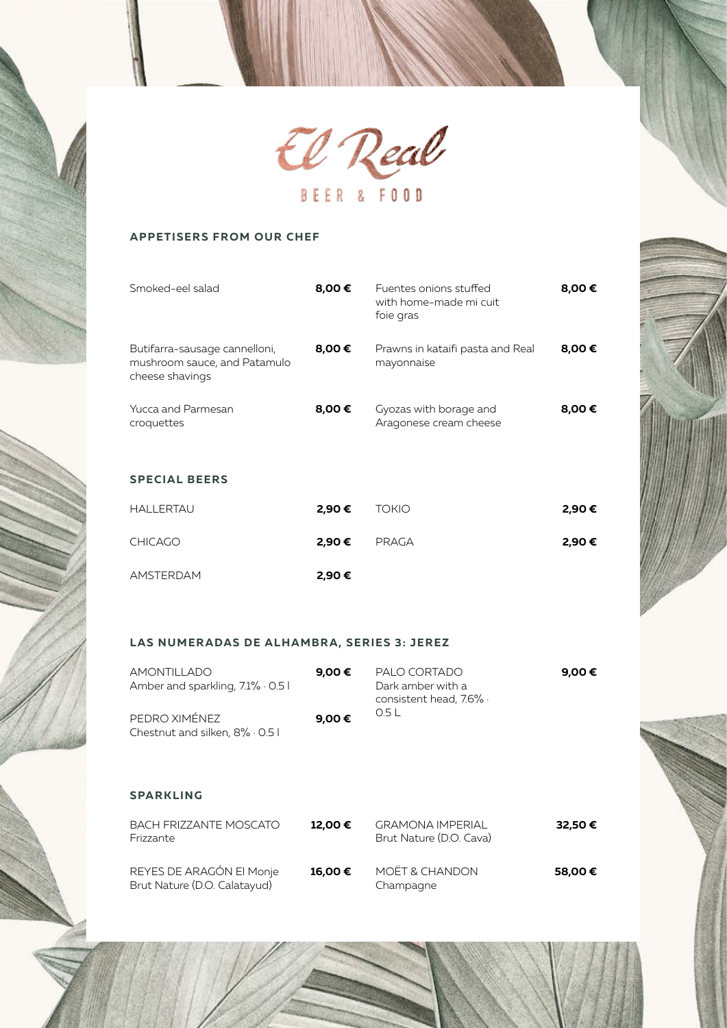# El Real

BEER & FOOD

## APPETISERS FROM OUR CHEF

| Item | Price |
|---|---|
| Smoked-eel salad | 8,00 € |
| Butifarra-sausage cannelloni, mushroom sauce, and Patamulo cheese shavings | 8,00 € |
| Yucca and Parmesan croquettes | 8,00 € |
| Fuentes onions stuffed with home-made mi cuit foie gras | 8,00 € |
| Prawns in kataifi pasta and Real mayonnaise | 8,00 € |
| Gyozas with borage and Aragonese cream cheese | 8,00 € |

## SPECIAL BEERS

| Item | Price |
|---|---|
| HALLERTAU | 2,90 € |
| CHICAGO | 2,90 € |
| AMSTERDAM | 2,90 € |
| TOKIO | 2,90 € |
| PRAGA | 2,90 € |

## LAS NUMERADAS DE ALHAMBRA, SERIES 3: JEREZ

| Item | Price |
|---|---|
| AMONTILLADO<br>Amber and sparkling, 7.1% · 0.5 l | 9,00 € |
| PEDRO XIMÉNEZ<br>Chestnut and silken, 8% · 0.5 l | 9,00 € |
| PALO CORTADO<br>Dark amber with a consistent head, 7.6% · 0.5 L | 9,00 € |

## SPARKLING

| Item | Price |
|---|---|
| BACH FRIZZANTE MOSCATO<br>Frizzante | 12,00 € |
| REYES DE ARAGÓN El Monje<br>Brut Nature (D.O. Calatayud) | 16,00 € |
| GRAMONA IMPERIAL<br>Brut Nature (D.O. Cava) | 32,50 € |
| MOËT & CHANDON<br>Champagne | 58,00 € |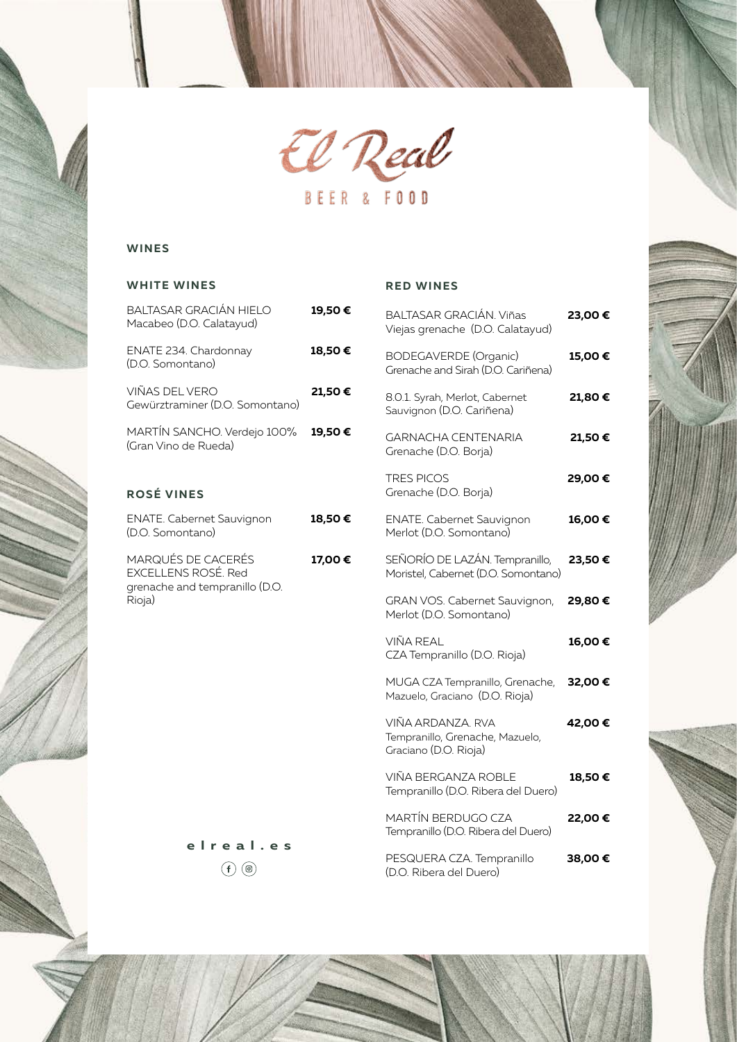# El Real

BEER & FOOD

## WINES

### WHITE WINES

| | |
|---|---|
| BALTASAR GRACIÁN HIELO<br>Macabeo (D.O. Calatayud) | **19,50 €** |
| ENATE 234. Chardonnay<br>(D.O. Somontano) | **18,50 €** |
| VIÑAS DEL VERO<br>Gewürztraminer (D.O. Somontano) | **21,50 €** |
| MARTÍN SANCHO. Verdejo 100%<br>(Gran Vino de Rueda) | **19,50 €** |

### ROSÉ VINES

| | |
|---|---|
| ENATE. Cabernet Sauvignon<br>(D.O. Somontano) | **18,50 €** |
| MARQUÉS DE CACERÉS<br>EXCELLENS ROSÉ. Red grenache and tempranillo (D.O. Rioja) | **17,00 €** |

### RED WINES

| | |
|---|---|
| BALTASAR GRACIÁN. Viñas Viejas grenache (D.O. Calatayud) | **23,00 €** |
| BODEGAVERDE (Organic)<br>Grenache and Sirah (D.O. Cariñena) | **15,00 €** |
| 8.0.1. Syrah, Merlot, Cabernet Sauvignon (D.O. Cariñena) | **21,80 €** |
| GARNACHA CENTENARIA<br>Grenache (D.O. Borja) | **21,50 €** |
| TRES PICOS<br>Grenache (D.O. Borja) | **29,00 €** |
| ENATE. Cabernet Sauvignon Merlot (D.O. Somontano) | **16,00 €** |
| SEÑORÍO DE LAZÁN. Tempranillo, Moristel, Cabernet (D.O. Somontano) | **23,50 €** |
| GRAN VOS. Cabernet Sauvignon, Merlot (D.O. Somontano) | **29,80 €** |
| VIÑA REAL<br>CZA Tempranillo (D.O. Rioja) | **16,00 €** |
| MUGA CZA Tempranillo, Grenache, Mazuelo, Graciano (D.O. Rioja) | **32,00 €** |
| VIÑA ARDANZA. RVA<br>Tempranillo, Grenache, Mazuelo, Graciano (D.O. Rioja) | **42,00 €** |
| VIÑA BERGANZA ROBLE<br>Tempranillo (D.O. Ribera del Duero) | **18,50 €** |
| MARTÍN BERDUGO CZA<br>Tempranillo (D.O. Ribera del Duero) | **22,00 €** |
| PESQUERA CZA. Tempranillo<br>(D.O. Ribera del Duero) | **38,00 €** |

**elreal.es**